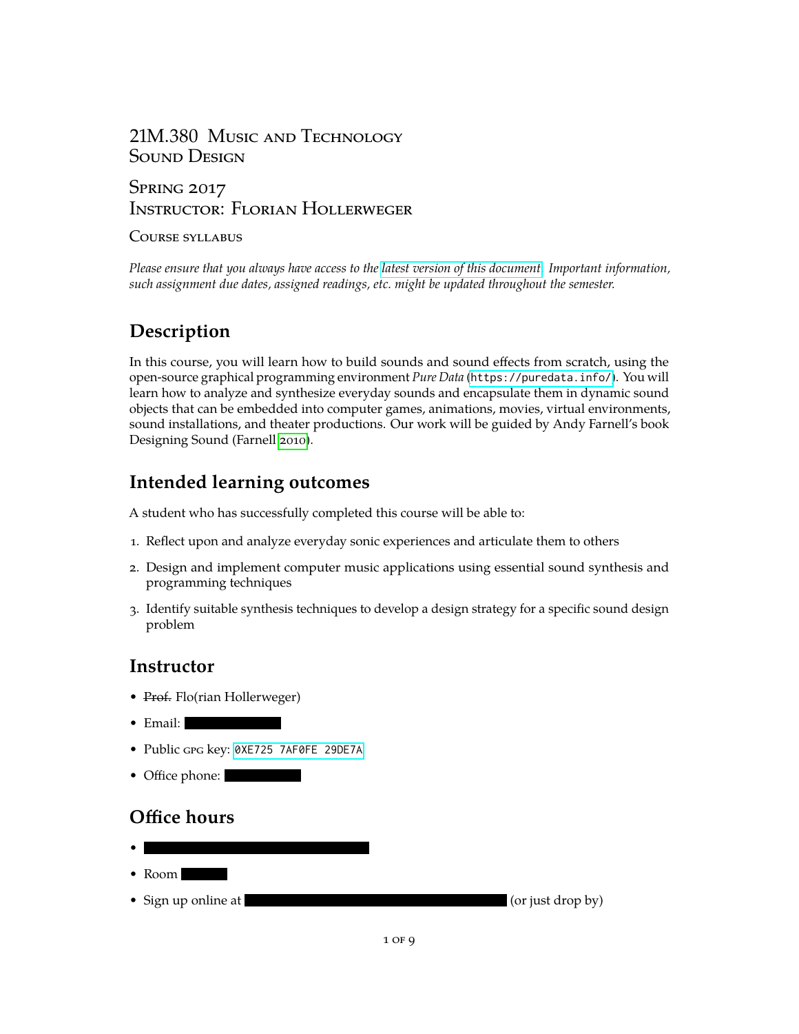# 21M.380 Music and Technology
# Sound Design

## Spring 2017
## Instructor: Florian Hollerweger

Course syllabus

*Please ensure that you always have access to the latest version of this document. Important information, such assignment due dates, assigned readings, etc. might be updated throughout the semester.*

## Description

In this course, you will learn how to build sounds and sound effects from scratch, using the open-source graphical programming environment *Pure Data* (https://puredata.info/). You will learn how to analyze and synthesize everyday sounds and encapsulate them in dynamic sound objects that can be embedded into computer games, animations, movies, virtual environments, sound installations, and theater productions. Our work will be guided by Andy Farnell's book Designing Sound (Farnell 2010).

## Intended learning outcomes

A student who has successfully completed this course will be able to:

1. Reflect upon and analyze everyday sonic experiences and articulate them to others
2. Design and implement computer music applications using essential sound synthesis and programming techniques
3. Identify suitable synthesis techniques to develop a design strategy for a specific sound design problem

## Instructor

- ~~Prof.~~ Flo(rian Hollerweger)
- Email:
- Public GPG key: 0XE725 7AF0FE 29DE7A
- Office phone:

## Office hours

-
- Room
- Sign up online at (or just drop by)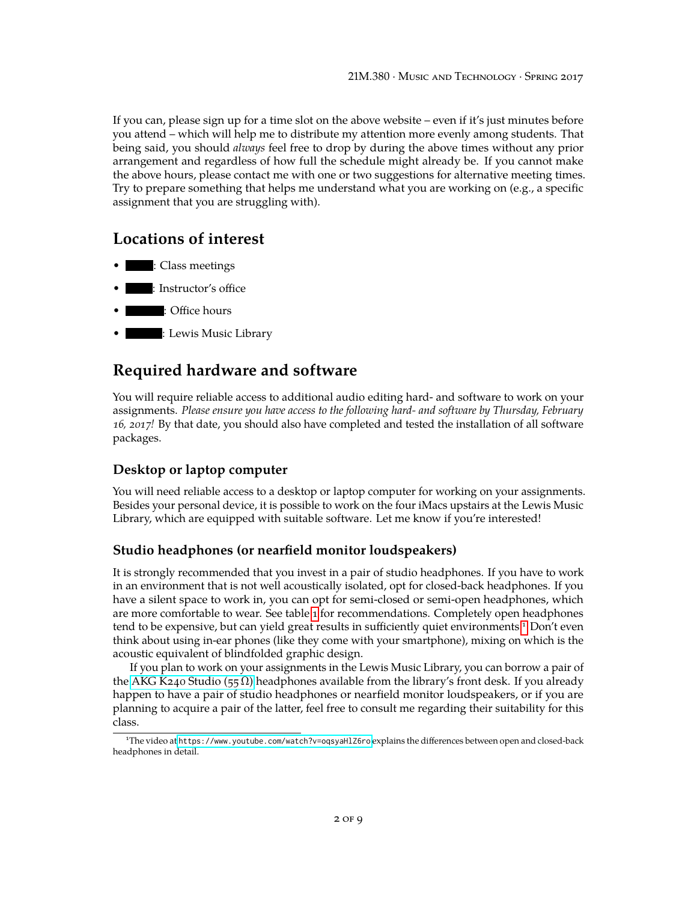If you can, please sign up for a time slot on the above website – even if it's just minutes before you attend – which will help me to distribute my attention more evenly among students. That being said, you should *always* feel free to drop by during the above times without any prior arrangement and regardless of how full the schedule might already be. If you cannot make the above hours, please contact me with one or two suggestions for alternative meeting times. Try to prepare something that helps me understand what you are working on (e.g., a specific assignment that you are struggling with).

## Locations of interest

- ████: Class meetings
- ████: Instructor's office
- █████: Office hours
- █████: Lewis Music Library

## Required hardware and software

You will require reliable access to additional audio editing hard- and software to work on your assignments. *Please ensure you have access to the following hard- and software by Thursday, February 16, 2017!* By that date, you should also have completed and tested the installation of all software packages.

### Desktop or laptop computer

You will need reliable access to a desktop or laptop computer for working on your assignments. Besides your personal device, it is possible to work on the four iMacs upstairs at the Lewis Music Library, which are equipped with suitable software. Let me know if you're interested!

### Studio headphones (or nearfield monitor loudspeakers)

It is strongly recommended that you invest in a pair of studio headphones. If you have to work in an environment that is not well acoustically isolated, opt for closed-back headphones. If you have a silent space to work in, you can opt for semi-closed or semi-open headphones, which are more comfortable to wear. See table 1 for recommendations. Completely open headphones tend to be expensive, but can yield great results in sufficiently quiet environments.[1] Don't even think about using in-ear phones (like they come with your smartphone), mixing on which is the acoustic equivalent of blindfolded graphic design.

If you plan to work on your assignments in the Lewis Music Library, you can borrow a pair of the AKG K240 Studio (55 Ω) headphones available from the library's front desk. If you already happen to have a pair of studio headphones or nearfield monitor loudspeakers, or if you are planning to acquire a pair of the latter, feel free to consult me regarding their suitability for this class.

[1] The video at https://www.youtube.com/watch?v=oqsyaHlZ6ro explains the differences between open and closed-back headphones in detail.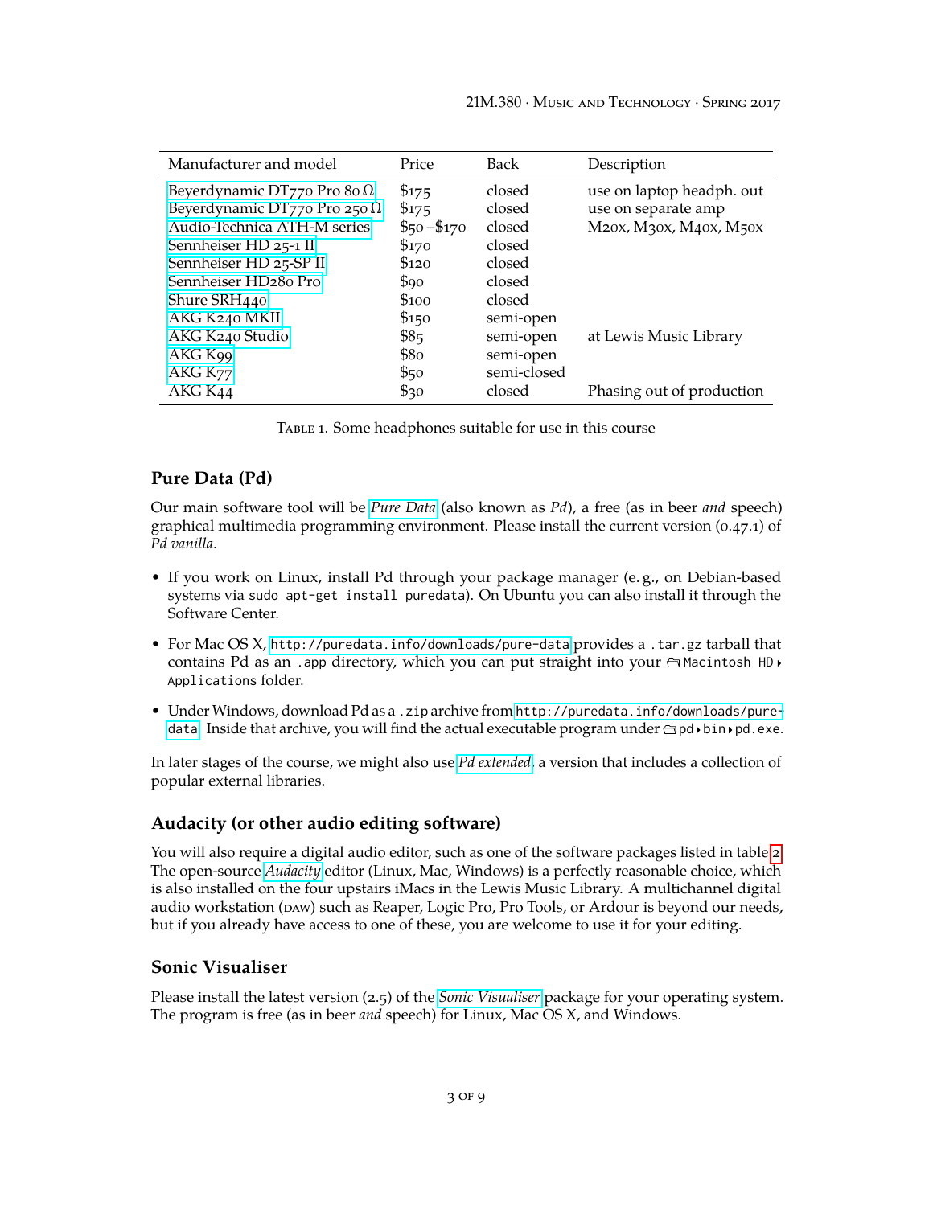| Manufacturer and model | Price | Back | Description |
| --- | --- | --- | --- |
| Beyerdynamic DT770 Pro 80 Ω | $175 | closed | use on laptop headph. out |
| Beyerdynamic DT770 Pro 250 Ω | $175 | closed | use on separate amp |
| Audio-Technica ATH-M series | $50 –$170 | closed | M20x, M30x, M40x, M50x |
| Sennheiser HD 25-1 II | $170 | closed | |
| Sennheiser HD 25-SP II | $120 | closed | |
| Sennheiser HD280 Pro | $90 | closed | |
| Shure SRH440 | $100 | closed | |
| AKG K240 MKII | $150 | semi-open | |
| AKG K240 Studio | $85 | semi-open | at Lewis Music Library |
| AKG K99 | $80 | semi-open | |
| AKG K77 | $50 | semi-closed | |
| AKG K44 | $30 | closed | Phasing out of production |

Table 1. Some headphones suitable for use in this course

## Pure Data (Pd)

Our main software tool will be *Pure Data* (also known as *Pd*), a free (as in beer *and* speech) graphical multimedia programming environment. Please install the current version (0.47.1) of *Pd vanilla*.

- If you work on Linux, install Pd through your package manager (e. g., on Debian-based systems via `sudo apt-get install puredata`). On Ubuntu you can also install it through the Software Center.
- For Mac OS X, `http://puredata.info/downloads/pure-data` provides a `.tar.gz` tarball that contains Pd as an `.app` directory, which you can put straight into your `Macintosh HD ▸ Applications` folder.
- Under Windows, download Pd as a `.zip` archive from `http://puredata.info/downloads/pure-data`. Inside that archive, you will find the actual executable program under `pd ▸ bin ▸ pd.exe`.

In later stages of the course, we might also use *Pd extended*, a version that includes a collection of popular external libraries.

## Audacity (or other audio editing software)

You will also require a digital audio editor, such as one of the software packages listed in table 2. The open-source *Audacity* editor (Linux, Mac, Windows) is a perfectly reasonable choice, which is also installed on the four upstairs iMacs in the Lewis Music Library. A multichannel digital audio workstation (DAW) such as Reaper, Logic Pro, Pro Tools, or Ardour is beyond our needs, but if you already have access to one of these, you are welcome to use it for your editing.

## Sonic Visualiser

Please install the latest version (2.5) of the *Sonic Visualiser* package for your operating system. The program is free (as in beer *and* speech) for Linux, Mac OS X, and Windows.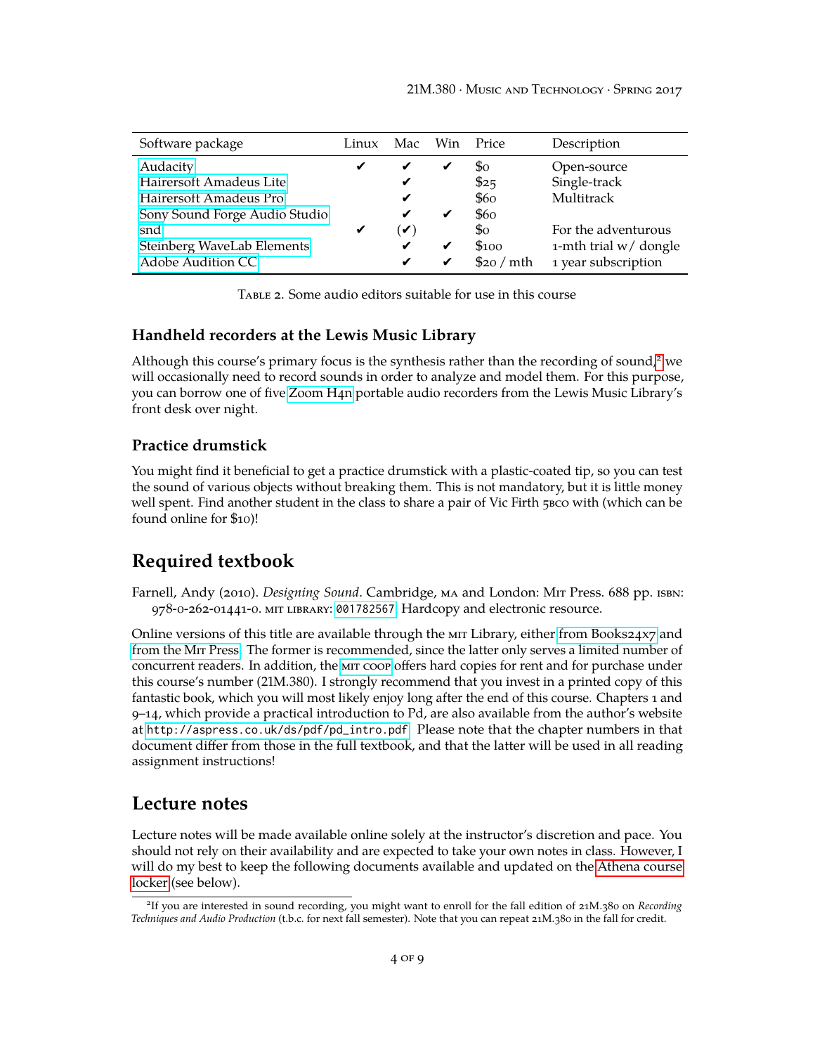| Software package | Linux | Mac | Win | Price | Description |
|---|---|---|---|---|---|
| Audacity | ✔ | ✔ | ✔ | $0 | Open-source |
| Hairersoft Amadeus Lite | | ✔ | | $25 | Single-track |
| Hairersoft Amadeus Pro | | ✔ | | $60 | Multitrack |
| Sony Sound Forge Audio Studio | | ✔ | ✔ | $60 | |
| snd | ✔ | (✔) | | $0 | For the adventurous |
| Steinberg WaveLab Elements | | ✔ | ✔ | $100 | 1-mth trial w/ dongle |
| Adobe Audition CC | | ✔ | ✔ | $20 / mth | 1 year subscription |

Table 2. Some audio editors suitable for use in this course

### Handheld recorders at the Lewis Music Library

Although this course's primary focus is the synthesis rather than the recording of sound,[2] we will occasionally need to record sounds in order to analyze and model them. For this purpose, you can borrow one of five Zoom H4n portable audio recorders from the Lewis Music Library's front desk over night.

### Practice drumstick

You might find it beneficial to get a practice drumstick with a plastic-coated tip, so you can test the sound of various objects without breaking them. This is not mandatory, but it is little money well spent. Find another student in the class to share a pair of Vic Firth 5BCO with (which can be found online for $10)!

## Required textbook

Farnell, Andy (2010). *Designing Sound*. Cambridge, MA and London: MIT Press. 688 pp. ISBN: 978-0-262-01441-0. MIT LIBRARY: `001782567`. Hardcopy and electronic resource.

Online versions of this title are available through the MIT Library, either from Books24x7 and from the MIT Press. The former is recommended, since the latter only serves a limited number of concurrent readers. In addition, the MIT COOP offers hard copies for rent and for purchase under this course's number (21M.380). I strongly recommend that you invest in a printed copy of this fantastic book, which you will most likely enjoy long after the end of this course. Chapters 1 and 9–14, which provide a practical introduction to Pd, are also available from the author's website at `http://aspress.co.uk/ds/pdf/pd_intro.pdf`. Please note that the chapter numbers in that document differ from those in the full textbook, and that the latter will be used in all reading assignment instructions!

## Lecture notes

Lecture notes will be made available online solely at the instructor's discretion and pace. You should not rely on their availability and are expected to take your own notes in class. However, I will do my best to keep the following documents available and updated on the Athena course locker (see below).

[2] If you are interested in sound recording, you might want to enroll for the fall edition of 21M.380 on *Recording Techniques and Audio Production* (t.b.c. for next fall semester). Note that you can repeat 21M.380 in the fall for credit.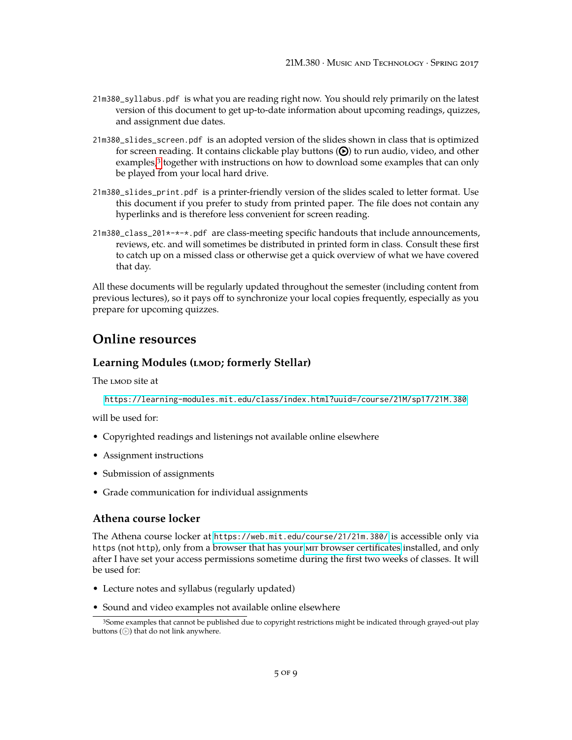`21m380_syllabus.pdf` is what you are reading right now. You should rely primarily on the latest version of this document to get up-to-date information about upcoming readings, quizzes, and assignment due dates.

`21m380_slides_screen.pdf` is an adopted version of the slides shown in class that is optimized for screen reading. It contains clickable play buttons (⏵) to run audio, video, and other examples,[3] together with instructions on how to download some examples that can only be played from your local hard drive.

`21m380_slides_print.pdf` is a printer-friendly version of the slides scaled to letter format. Use this document if you prefer to study from printed paper. The file does not contain any hyperlinks and is therefore less convenient for screen reading.

`21m380_class_201*-*-*.pdf` are class-meeting specific handouts that include announcements, reviews, etc. and will sometimes be distributed in printed form in class. Consult these first to catch up on a missed class or otherwise get a quick overview of what we have covered that day.

All these documents will be regularly updated throughout the semester (including content from previous lectures), so it pays off to synchronize your local copies frequently, especially as you prepare for upcoming quizzes.

## Online resources

### Learning Modules (LMOD; formerly Stellar)

The LMOD site at

https://learning-modules.mit.edu/class/index.html?uuid=/course/21M/sp17/21M.380

will be used for:

- Copyrighted readings and listenings not available online elsewhere
- Assignment instructions
- Submission of assignments
- Grade communication for individual assignments

### Athena course locker

The Athena course locker at https://web.mit.edu/course/21/21m.380/ is accessible only via `https` (not `http`), only from a browser that has your MIT browser certificates installed, and only after I have set your access permissions sometime during the first two weeks of classes. It will be used for:

- Lecture notes and syllabus (regularly updated)
- Sound and video examples not available online elsewhere

[3] Some examples that cannot be published due to copyright restrictions might be indicated through grayed-out play buttons (⏵) that do not link anywhere.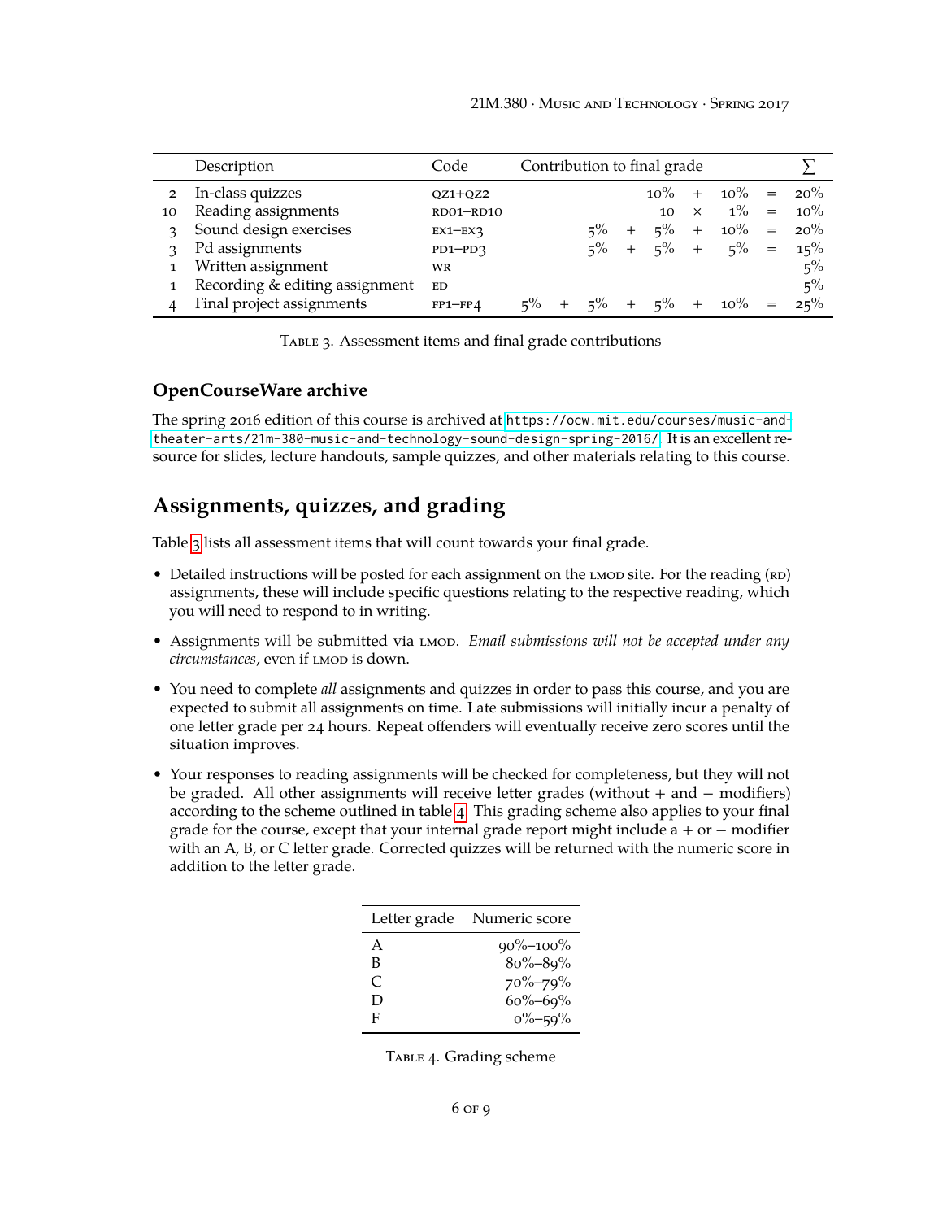| | Description | Code | Contribution to final grade | | | | | | | | | $\sum$ |
|---|---|---|---|---|---|---|---|---|---|---|---|---|
| 2 | In-class quizzes | QZ1+QZ2 | | | | | 10% | + | 10% | = | 20% |
| 10 | Reading assignments | RD01–RD10 | | | | | 10 | × | 1% | = | 10% |
| 3 | Sound design exercises | EX1–EX3 | | | 5% | + | 5% | + | 10% | = | 20% |
| 3 | Pd assignments | PD1–PD3 | | | 5% | + | 5% | + | 5% | = | 15% |
| 1 | Written assignment | WR | | | | | | | | | 5% |
| 1 | Recording & editing assignment | ED | | | | | | | | | 5% |
| 4 | Final project assignments | FP1–FP4 | 5% | + | 5% | + | 5% | + | 10% | = | 25% |

Table 3. Assessment items and final grade contributions

### OpenCourseWare archive

The spring 2016 edition of this course is archived at https://ocw.mit.edu/courses/music-and-theater-arts/21m-380-music-and-technology-sound-design-spring-2016/. It is an excellent resource for slides, lecture handouts, sample quizzes, and other materials relating to this course.

## Assignments, quizzes, and grading

Table 3 lists all assessment items that will count towards your final grade.

- Detailed instructions will be posted for each assignment on the LMOD site. For the reading (RD) assignments, these will include specific questions relating to the respective reading, which you will need to respond to in writing.
- Assignments will be submitted via LMOD. *Email submissions will not be accepted under any circumstances*, even if LMOD is down.
- You need to complete *all* assignments and quizzes in order to pass this course, and you are expected to submit all assignments on time. Late submissions will initially incur a penalty of one letter grade per 24 hours. Repeat offenders will eventually receive zero scores until the situation improves.
- Your responses to reading assignments will be checked for completeness, but they will not be graded. All other assignments will receive letter grades (without + and − modifiers) according to the scheme outlined in table 4. This grading scheme also applies to your final grade for the course, except that your internal grade report might include a + or − modifier with an A, B, or C letter grade. Corrected quizzes will be returned with the numeric score in addition to the letter grade.

| Letter grade | Numeric score |
|---|---|
| A | 90%–100% |
| B | 80%–89% |
| C | 70%–79% |
| D | 60%–69% |
| F | 0%–59% |

Table 4. Grading scheme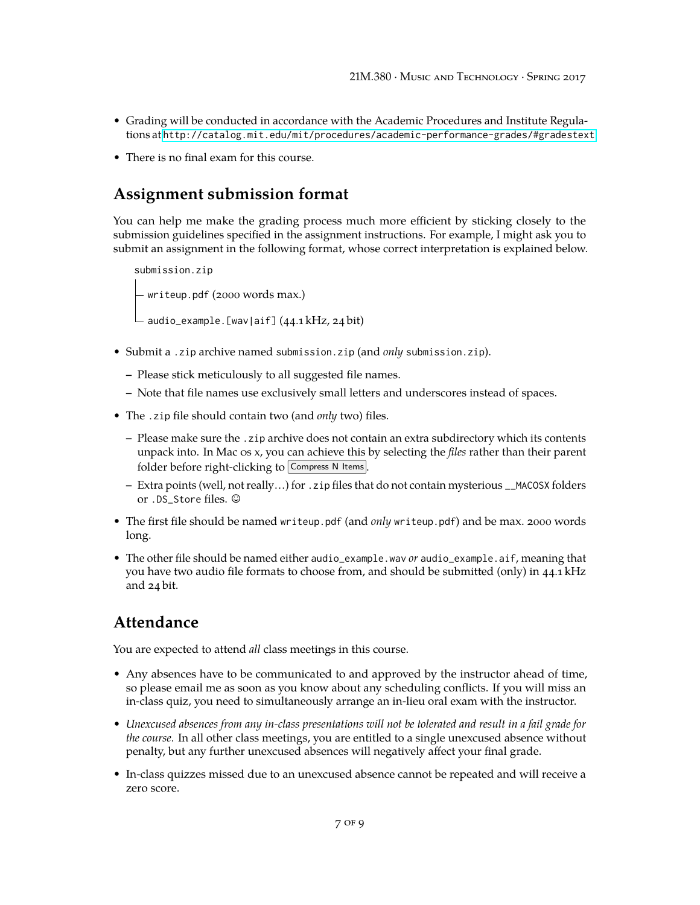- Grading will be conducted in accordance with the Academic Procedures and Institute Regulations at http://catalog.mit.edu/mit/procedures/academic-performance-grades/#gradestext
- There is no final exam for this course.

## Assignment submission format

You can help me make the grading process much more efficient by sticking closely to the submission guidelines specified in the assignment instructions. For example, I might ask you to submit an assignment in the following format, whose correct interpretation is explained below.

```
submission.zip
├─ writeup.pdf (2000 words max.)
└─ audio_example.[wav|aif] (44.1 kHz, 24 bit)
```

- Submit a `.zip` archive named `submission.zip` (and *only* `submission.zip`).
  - Please stick meticulously to all suggested file names.
  - Note that file names use exclusively small letters and underscores instead of spaces.
- The `.zip` file should contain two (and *only* two) files.
  - Please make sure the `.zip` archive does not contain an extra subdirectory which its contents unpack into. In Mac os x, you can achieve this by selecting the *files* rather than their parent folder before right-clicking to Compress N Items.
  - Extra points (well, not really…) for `.zip` files that do not contain mysterious `__MACOSX` folders or `.DS_Store` files. ☺
- The first file should be named `writeup.pdf` (and *only* `writeup.pdf`) and be max. 2000 words long.
- The other file should be named either `audio_example.wav` *or* `audio_example.aif`, meaning that you have two audio file formats to choose from, and should be submitted (only) in 44.1 kHz and 24 bit.

## Attendance

You are expected to attend *all* class meetings in this course.

- Any absences have to be communicated to and approved by the instructor ahead of time, so please email me as soon as you know about any scheduling conflicts. If you will miss an in-class quiz, you need to simultaneously arrange an in-lieu oral exam with the instructor.
- *Unexcused absences from any in-class presentations will not be tolerated and result in a fail grade for the course.* In all other class meetings, you are entitled to a single unexcused absence without penalty, but any further unexcused absences will negatively affect your final grade.
- In-class quizzes missed due to an unexcused absence cannot be repeated and will receive a zero score.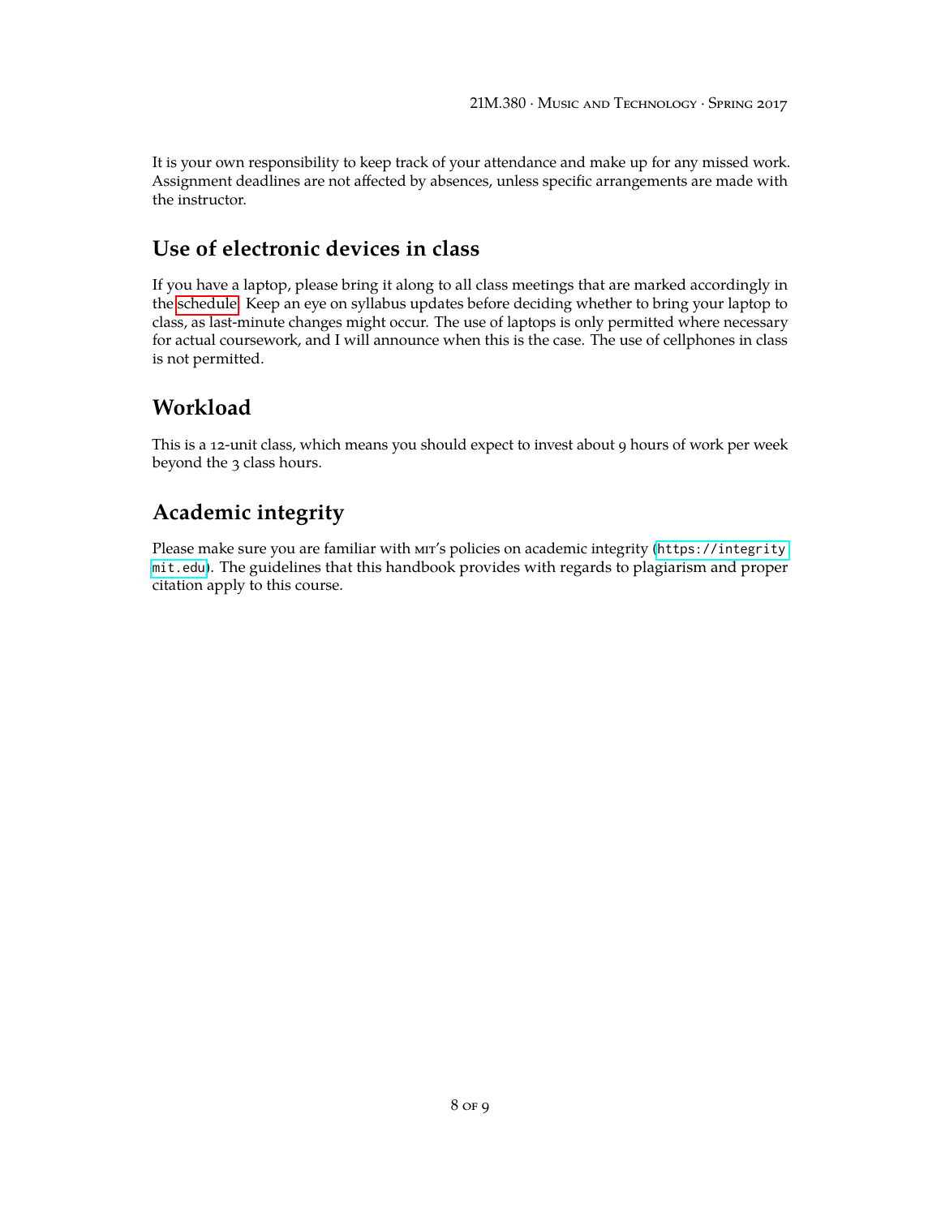It is your own responsibility to keep track of your attendance and make up for any missed work. Assignment deadlines are not affected by absences, unless specific arrangements are made with the instructor.

## Use of electronic devices in class

If you have a laptop, please bring it along to all class meetings that are marked accordingly in the schedule. Keep an eye on syllabus updates before deciding whether to bring your laptop to class, as last-minute changes might occur. The use of laptops is only permitted where necessary for actual coursework, and I will announce when this is the case. The use of cellphones in class is not permitted.

## Workload

This is a 12-unit class, which means you should expect to invest about 9 hours of work per week beyond the 3 class hours.

## Academic integrity

Please make sure you are familiar with MIT's policies on academic integrity (`https://integrity.mit.edu`). The guidelines that this handbook provides with regards to plagiarism and proper citation apply to this course.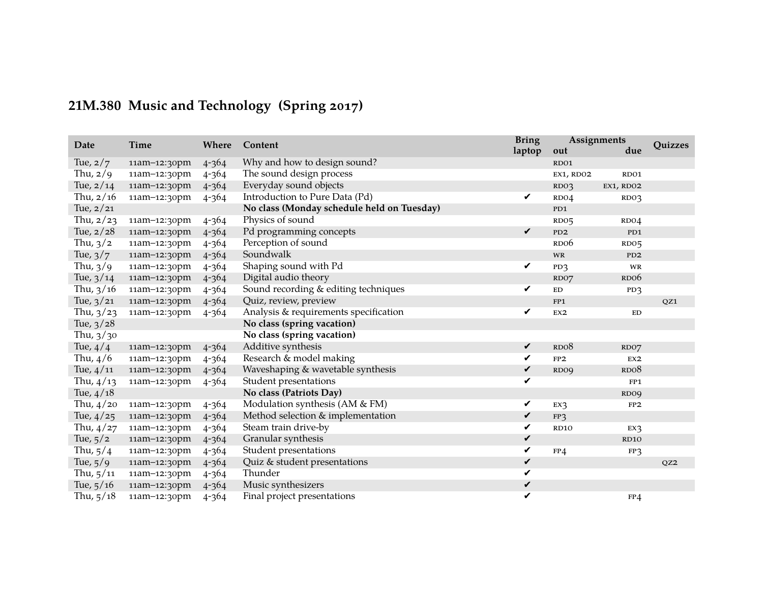## 21M.380 Music and Technology (Spring 2017)

| Date | Time | Where | Content | Bring laptop | Assignments | | Quizzes |
|---|---|---|---|---|---|---|---|
| | | | | | out | due | |
| Tue, 2/7 | 11am–12:30pm | 4-364 | Why and how to design sound? | | RD01 | | |
| Thu, 2/9 | 11am–12:30pm | 4-364 | The sound design process | | EX1, RD02 | RD01 | |
| Tue, 2/14 | 11am–12:30pm | 4-364 | Everyday sound objects | | RD03 | EX1, RD02 | |
| Thu, 2/16 | 11am–12:30pm | 4-364 | Introduction to Pure Data (Pd) | ✔ | RD04 | RD03 | |
| Tue, 2/21 | | | **No class (Monday schedule held on Tuesday)** | | PD1 | | |
| Thu, 2/23 | 11am–12:30pm | 4-364 | Physics of sound | | RD05 | RD04 | |
| Tue, 2/28 | 11am–12:30pm | 4-364 | Pd programming concepts | ✔ | PD2 | PD1 | |
| Thu, 3/2 | 11am–12:30pm | 4-364 | Perception of sound | | RD06 | RD05 | |
| Tue, 3/7 | 11am–12:30pm | 4-364 | Soundwalk | | WR | PD2 | |
| Thu, 3/9 | 11am–12:30pm | 4-364 | Shaping sound with Pd | ✔ | PD3 | WR | |
| Tue, 3/14 | 11am–12:30pm | 4-364 | Digital audio theory | | RD07 | RD06 | |
| Thu, 3/16 | 11am–12:30pm | 4-364 | Sound recording & editing techniques | ✔ | ED | PD3 | |
| Tue, 3/21 | 11am–12:30pm | 4-364 | Quiz, review, preview | | FP1 | | QZ1 |
| Thu, 3/23 | 11am–12:30pm | 4-364 | Analysis & requirements specification | ✔ | EX2 | ED | |
| Tue, 3/28 | | | **No class (spring vacation)** | | | | |
| Thu, 3/30 | | | **No class (spring vacation)** | | | | |
| Tue, 4/4 | 11am–12:30pm | 4-364 | Additive synthesis | ✔ | RD08 | RD07 | |
| Thu, 4/6 | 11am–12:30pm | 4-364 | Research & model making | ✔ | FP2 | EX2 | |
| Tue, 4/11 | 11am–12:30pm | 4-364 | Waveshaping & wavetable synthesis | ✔ | RD09 | RD08 | |
| Thu, 4/13 | 11am–12:30pm | 4-364 | Student presentations | ✔ | | FP1 | |
| Tue, 4/18 | | | **No class (Patriots Day)** | | | RD09 | |
| Thu, 4/20 | 11am–12:30pm | 4-364 | Modulation synthesis (AM & FM) | ✔ | EX3 | FP2 | |
| Tue, 4/25 | 11am–12:30pm | 4-364 | Method selection & implementation | ✔ | FP3 | | |
| Thu, 4/27 | 11am–12:30pm | 4-364 | Steam train drive-by | ✔ | RD10 | EX3 | |
| Tue, 5/2 | 11am–12:30pm | 4-364 | Granular synthesis | ✔ | | RD10 | |
| Thu, 5/4 | 11am–12:30pm | 4-364 | Student presentations | ✔ | FP4 | FP3 | |
| Tue, 5/9 | 11am–12:30pm | 4-364 | Quiz & student presentations | ✔ | | | QZ2 |
| Thu, 5/11 | 11am–12:30pm | 4-364 | Thunder | ✔ | | | |
| Tue, 5/16 | 11am–12:30pm | 4-364 | Music synthesizers | ✔ | | | |
| Thu, 5/18 | 11am–12:30pm | 4-364 | Final project presentations | ✔ | | FP4 | |